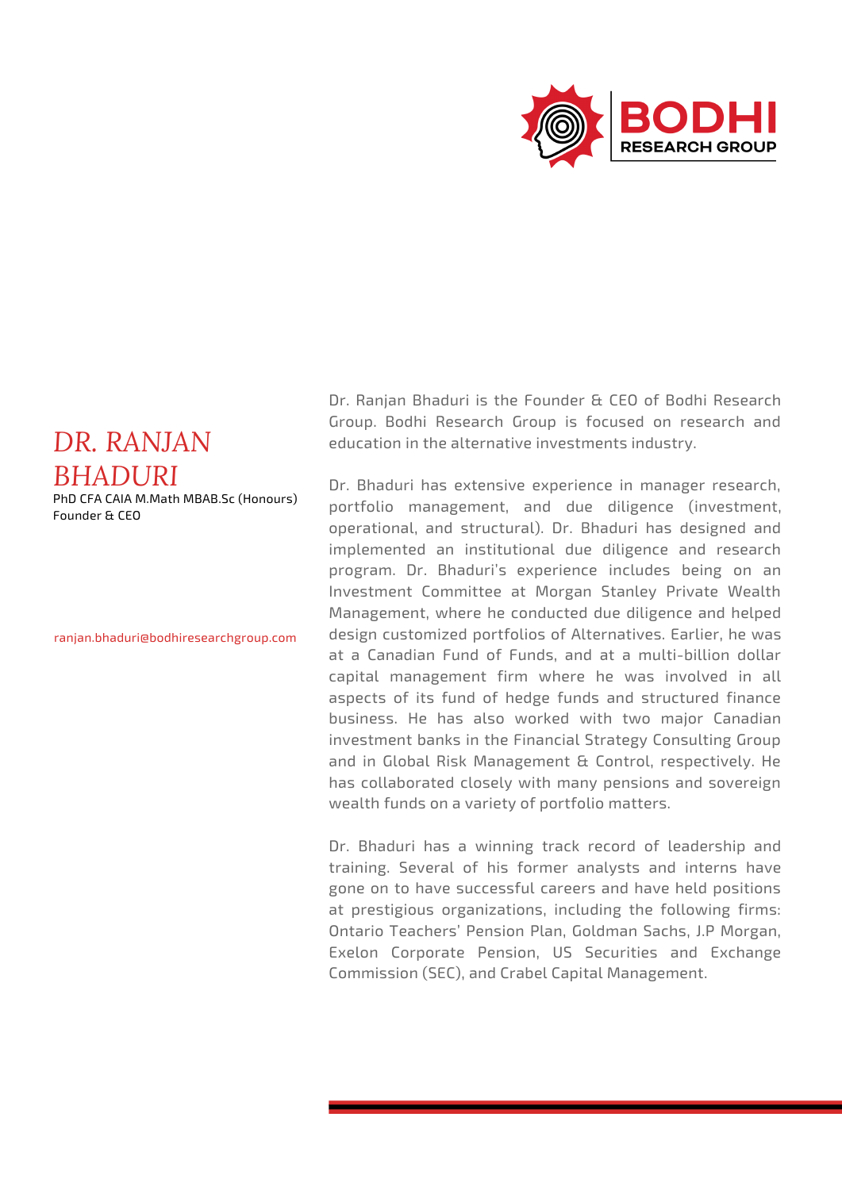BODHI RESEARCH GROUP

# DR. RANJAN BHADURI

PhD CFA CAIA M.Math MBAB.Sc (Honours)
Founder & CEO

ranjan.bhaduri@bodhiresearchgroup.com

Dr. Ranjan Bhaduri is the Founder & CEO of Bodhi Research Group. Bodhi Research Group is focused on research and education in the alternative investments industry.

Dr. Bhaduri has extensive experience in manager research, portfolio management, and due diligence (investment, operational, and structural). Dr. Bhaduri has designed and implemented an institutional due diligence and research program. Dr. Bhaduri's experience includes being on an Investment Committee at Morgan Stanley Private Wealth Management, where he conducted due diligence and helped design customized portfolios of Alternatives. Earlier, he was at a Canadian Fund of Funds, and at a multi-billion dollar capital management firm where he was involved in all aspects of its fund of hedge funds and structured finance business. He has also worked with two major Canadian investment banks in the Financial Strategy Consulting Group and in Global Risk Management & Control, respectively. He has collaborated closely with many pensions and sovereign wealth funds on a variety of portfolio matters.

Dr. Bhaduri has a winning track record of leadership and training. Several of his former analysts and interns have gone on to have successful careers and have held positions at prestigious organizations, including the following firms: Ontario Teachers' Pension Plan, Goldman Sachs, J.P Morgan, Exelon Corporate Pension, US Securities and Exchange Commission (SEC), and Crabel Capital Management.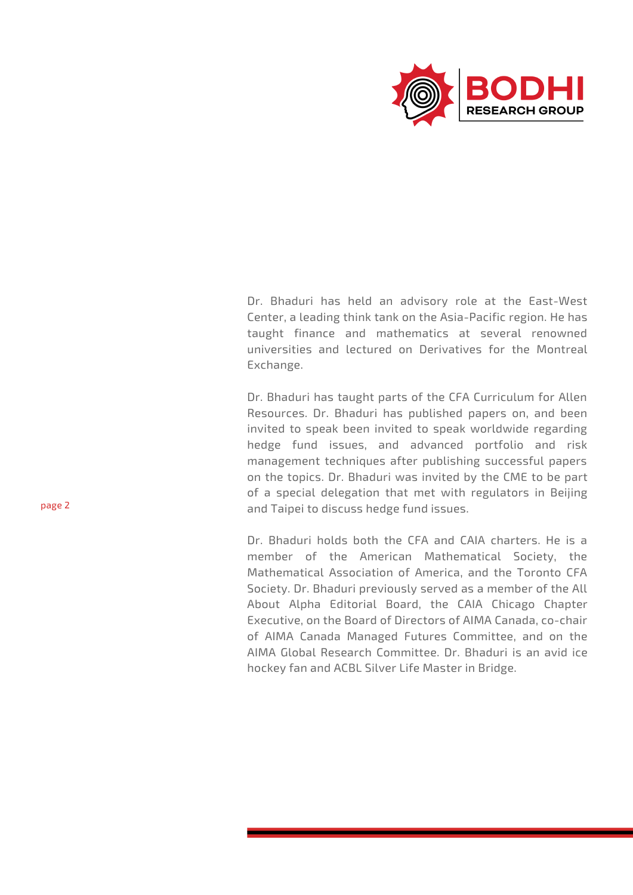Dr. Bhaduri has held an advisory role at the East-West Center, a leading think tank on the Asia-Pacific region. He has taught finance and mathematics at several renowned universities and lectured on Derivatives for the Montreal Exchange.

Dr. Bhaduri has taught parts of the CFA Curriculum for Allen Resources. Dr. Bhaduri has published papers on, and been invited to speak been invited to speak worldwide regarding hedge fund issues, and advanced portfolio and risk management techniques after publishing successful papers on the topics. Dr. Bhaduri was invited by the CME to be part of a special delegation that met with regulators in Beijing and Taipei to discuss hedge fund issues.

Dr. Bhaduri holds both the CFA and CAIA charters. He is a member of the American Mathematical Society, the Mathematical Association of America, and the Toronto CFA Society. Dr. Bhaduri previously served as a member of the All About Alpha Editorial Board, the CAIA Chicago Chapter Executive, on the Board of Directors of AIMA Canada, co-chair of AIMA Canada Managed Futures Committee, and on the AIMA Global Research Committee. Dr. Bhaduri is an avid ice hockey fan and ACBL Silver Life Master in Bridge.